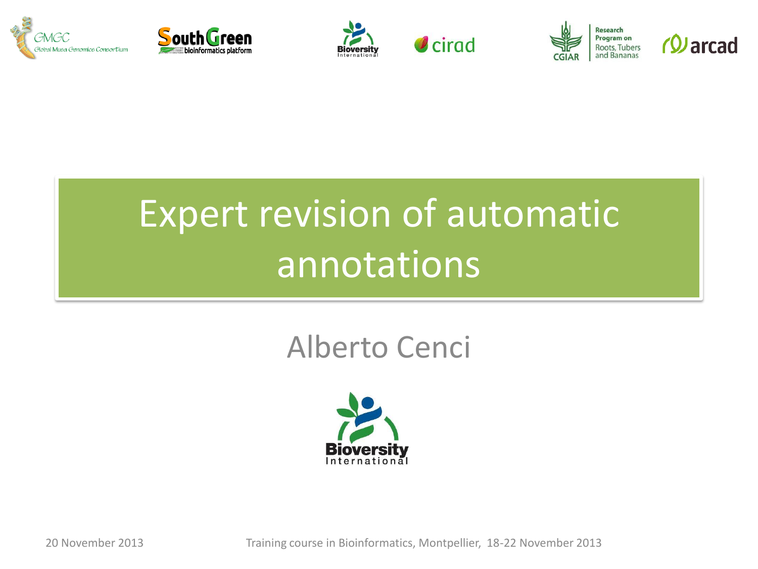# Expert revision of automatic annotations

Alberto Cenci

20 November 2013

Training course in Bioinformatics, Montpellier, 18-22 November 2013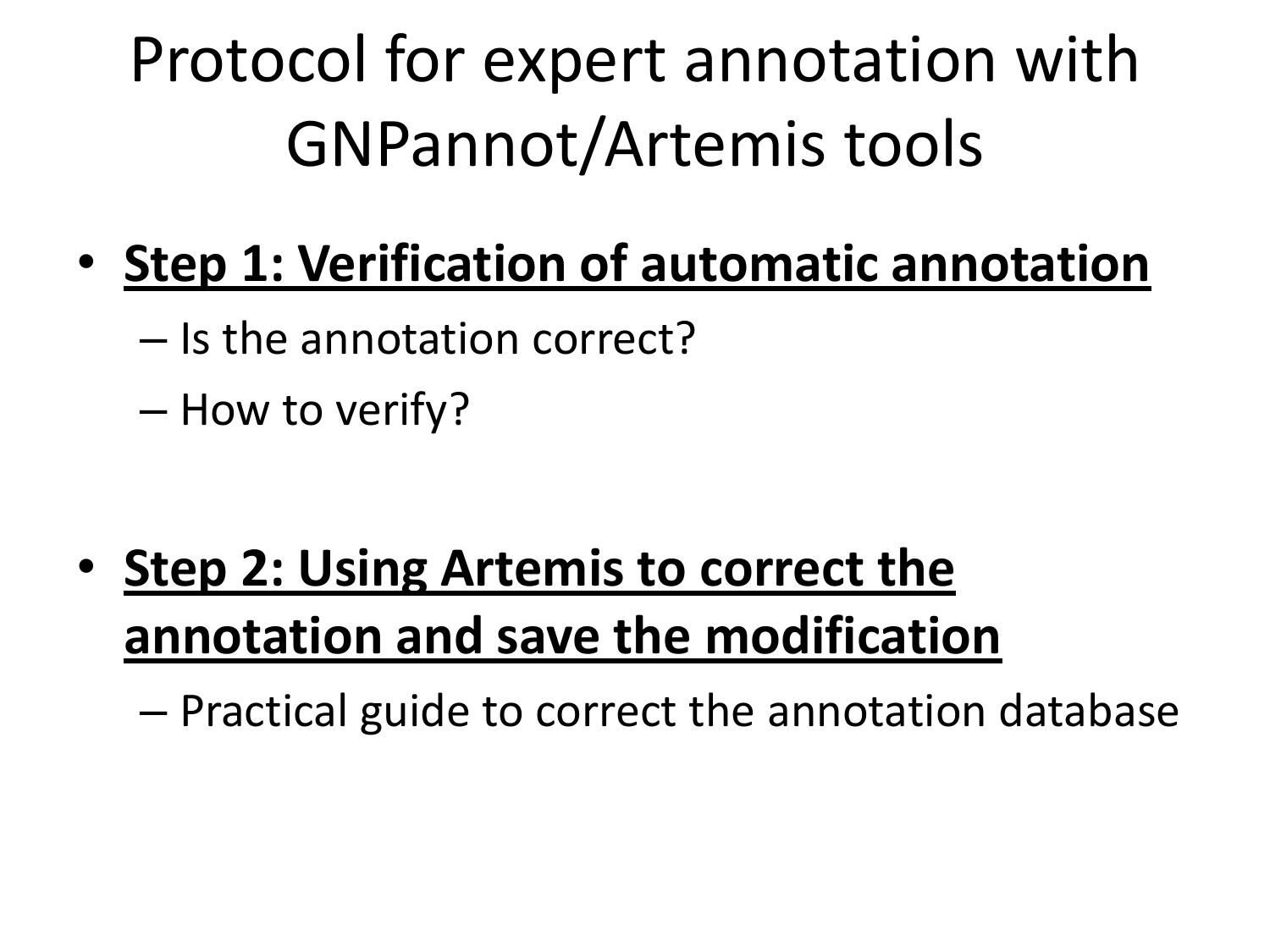# Protocol for expert annotation with GNPannot/Artemis tools

- **Step 1: Verification of automatic annotation**
  - Is the annotation correct?
  - How to verify?

- **Step 2: Using Artemis to correct the annotation and save the modification**
  - Practical guide to correct the annotation database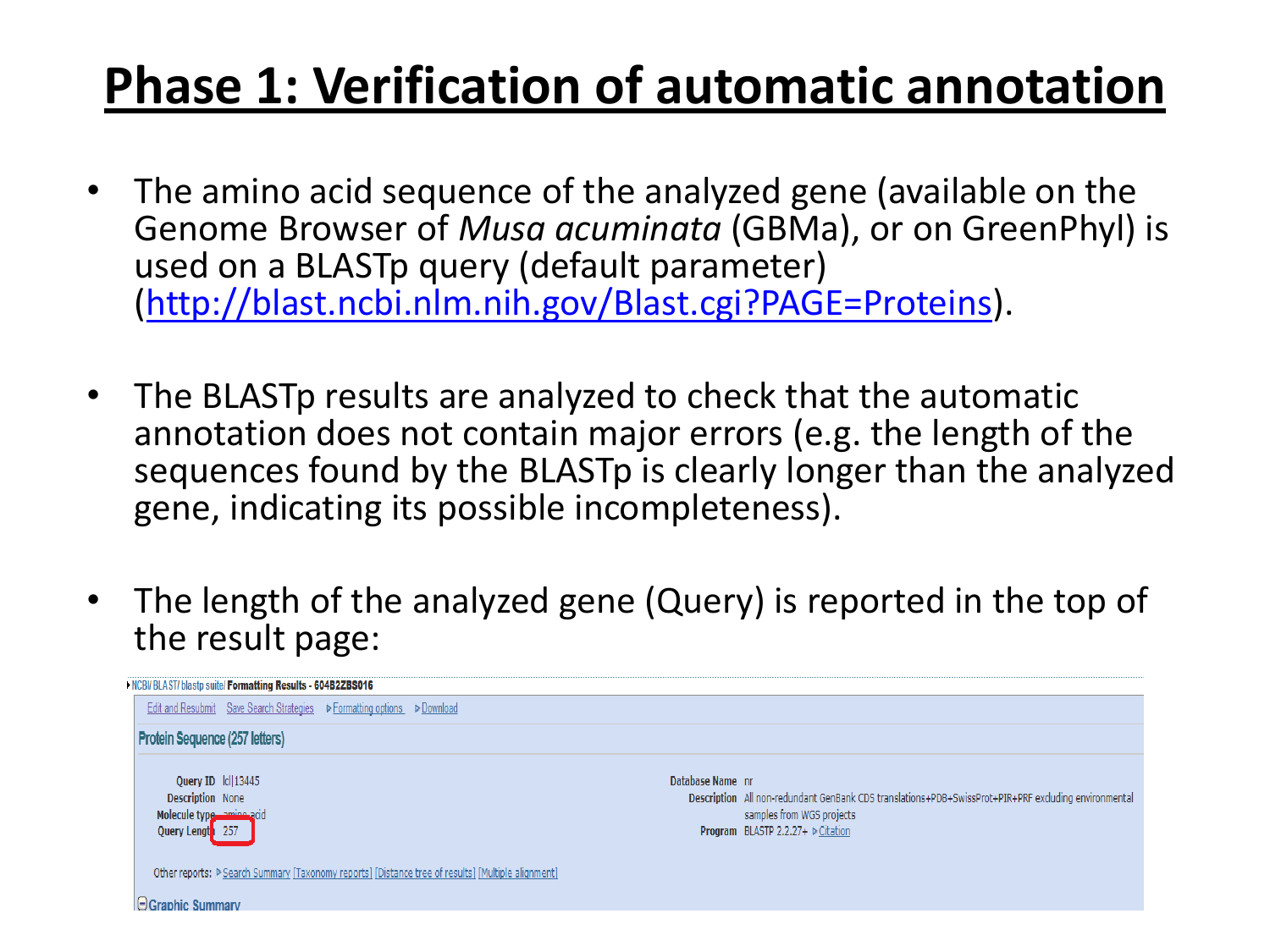# Phase 1: Verification of automatic annotation

- The amino acid sequence of the analyzed gene (available on the Genome Browser of *Musa acuminata* (GBMa), or on GreenPhyl) is used on a BLASTp query (default parameter) (http://blast.ncbi.nlm.nih.gov/Blast.cgi?PAGE=Proteins).

- The BLASTp results are analyzed to check that the automatic annotation does not contain major errors (e.g. the length of the sequences found by the BLASTp is clearly longer than the analyzed gene, indicating its possible incompleteness).

- The length of the analyzed gene (Query) is reported in the top of the result page:

NCBI/ BLAST/ blastp suite/ **Formatting Results - 604B2ZBS016**

Edit and Resubmit | Save Search Strategies | Formatting options | Download

**Protein Sequence (257 letters)**

| | | | |
|---|---|---|---|
| **Query ID** | lcl\|13445 | **Database Name** | nr |
| **Description** | None | **Description** | All non-redundant GenBank CDS translations+PDB+SwissProt+PIR+PRF excluding environmental samples from WGS projects |
| **Molecule type** | amino acid | **Program** | BLASTP 2.2.27+ Citation |
| **Query Length** | 257 | | |

Other reports: Search Summary [Taxonomy reports] [Distance tree of results] [Multiple alignment]

Graphic Summary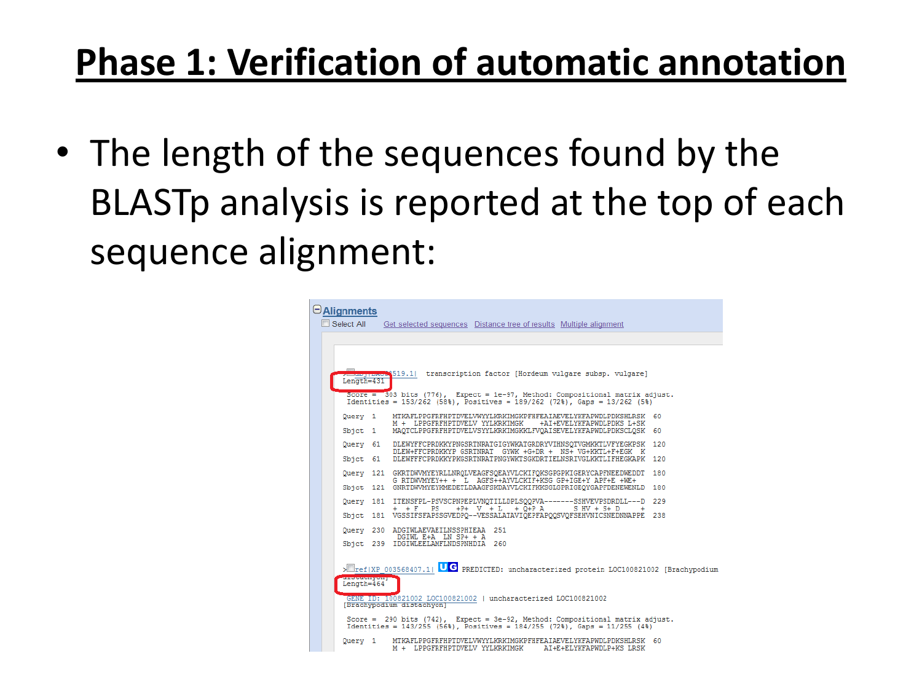# Phase 1: Verification of automatic annotation

- The length of the sequences found by the BLASTp analysis is reported at the top of each sequence alignment:

```
Alignments
Select All   Get selected sequences   Distance tree of results   Multiple alignment

>dbj|BAC...519.1|  transcription factor [Hordeum vulgare subsp. vulgare]
Length=431

 Score =  303 bits (776),  Expect = 1e-97, Method: Compositional matrix adjust.
 Identities = 153/262 (58%), Positives = 189/262 (72%), Gaps = 13/262 (5%)

Query  1    MTKAFLPPGFRFHPTDVELVWYYLKRKIMGKPFHFEAIAEVELYKFAPWDLPDKSHLRSK  60
            M +  LPPGFRFHPTDVELV YYLKRKIMGK    +AI+EVELYKFAPWDLPDKS L+SK
Sbjct  1    MAQTCLPPGFRFHPTDVELVSYYLKRKIMGKKLFVQAISEVELYKFAPWDLPDKSCLQSK  60

Query  61   DLEWYFFCPRDKKYPNGSRTNRATGIGYWKATGRDRYVIHNSQTVGMKKTLVFYEGKPSK  120
            DLEW+FFCPRDKKYP GSRTNRAT  GYWK +G+DR +  NS+ VG+KKTL+F+EGK  K
Sbjct  61   DLEWFFFCPRDKKYPKGSRTNRATPNGYWKTSGKDRTIELNSRIVGLKKTLIFHEGKAPK  120

Query  121  GKRTDWVMYEYRLLNRQLVEAGFSQEAYVLCKIFQKSGPGPKIGERYCAPFNEEDWEDDT  180
            G RTDWVMYEY++ +  L  AGFS++AYVLCKIF+KSG GP+IGE+Y APF+E +WE+
Sbjct  121  GNRTDWVMYEYKMEDETLDAAGFSKDAYVLCKIFKKSGLGPRIGEQYGAPFDENEWENLD  180

Query  181  ITENSFPL-PSVSCPNEPEPLVNQTILLDPLSQQPVA-------SSHVEVPSDRDLL---D  229
            +  + F   PS     +P+   V  + L   + Q+P A         S HV + S+ D      +
Sbjct  181  VGSSIFSFAPSSGVEDPQ--VESSALAIAVIQEPFAPQQSVQFSEHVNICSNEDNNAPPE  238

Query  230  ADGIWLAEVAEILNSSPHIEAA  251
             DGIWL E+A  LN SP+ + A
Sbjct  239  IDGIWLEELAMFLNDSPNHDIA  260

>ref|XP_003568407.1| UG  PREDICTED: uncharacterized protein LOC100821002 [Brachypodium
distachyon]
Length=464

 GENE ID: 100821002 LOC100821002 | uncharacterized LOC100821002
[Brachypodium distachyon]

 Score =  290 bits (742),  Expect = 3e-92, Method: Compositional matrix adjust.
 Identities = 143/255 (56%), Positives = 184/255 (72%), Gaps = 11/255 (4%)

Query  1    MTKAFLPPGFRFHPTDVELVWYYLKRKIMGKPFHFEAIAEVELYKFAPWDLPDKSHLRSK  60
            M +  LPPGFRFHPTDVELV YYLKRKIMGK     AI+E+ELYKFAPWDLP+KS LRSK
```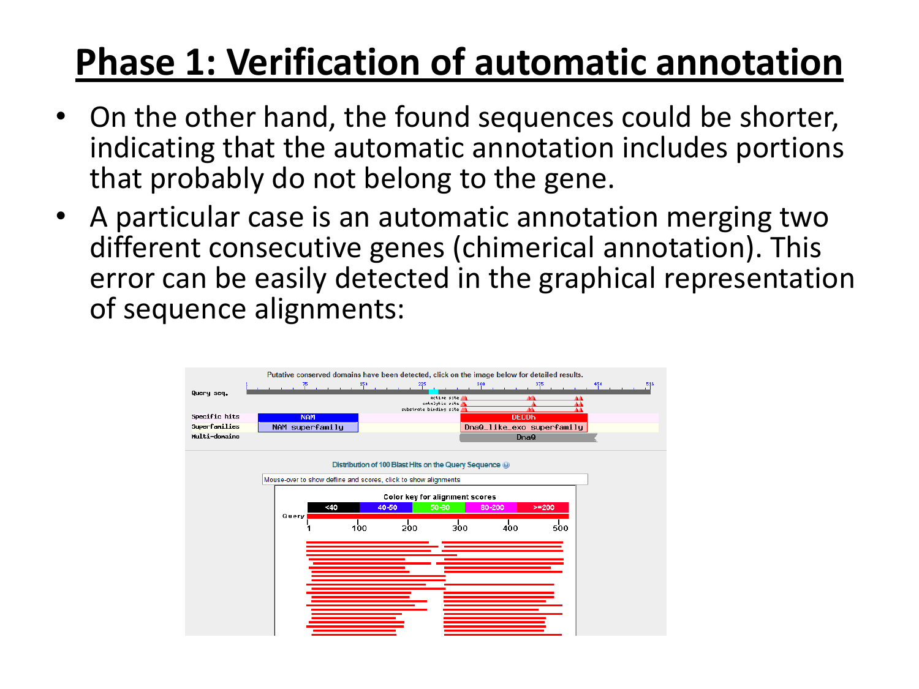# Phase 1: Verification of automatic annotation

- On the other hand, the found sequences could be shorter, indicating that the automatic annotation includes portions that probably do not belong to the gene.
- A particular case is an automatic annotation merging two different consecutive genes (chimerical annotation). This error can be easily detected in the graphical representation of sequence alignments: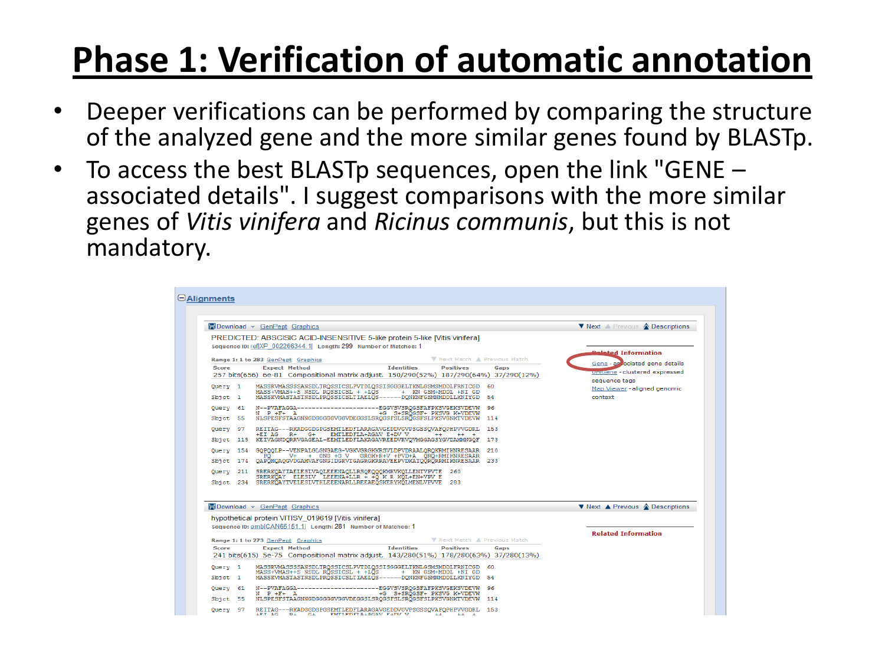# Phase 1: Verification of automatic annotation

- Deeper verifications can be performed by comparing the structure of the analyzed gene and the more similar genes found by BLASTp.
- To access the best BLASTp sequences, open the link "GENE – associated details". I suggest comparisons with the more similar genes of *Vitis vinifera* and *Ricinus communis*, but this is not mandatory.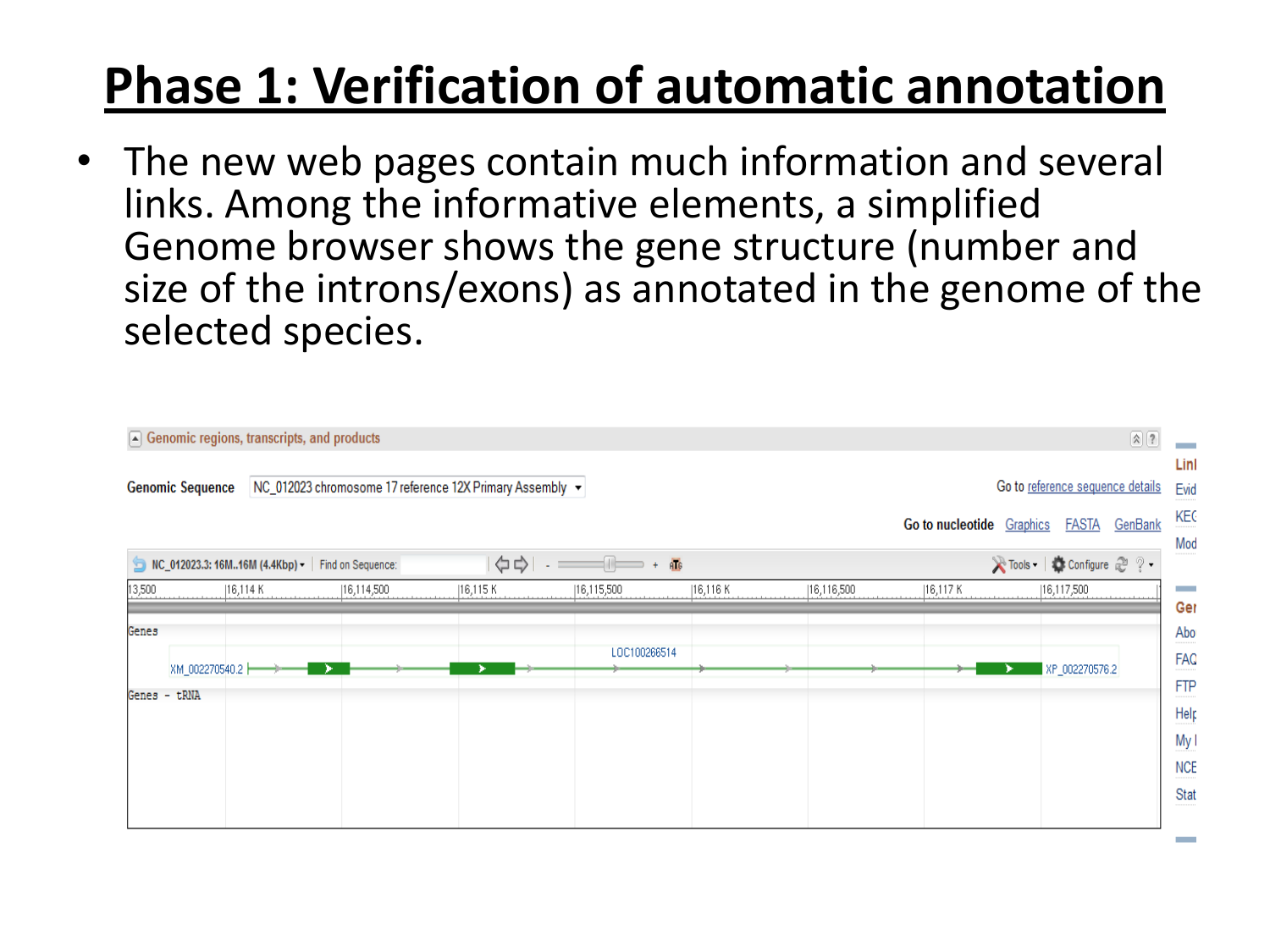# Phase 1: Verification of automatic annotation

- The new web pages contain much information and several links. Among the informative elements, a simplified Genome browser shows the gene structure (number and size of the introns/exons) as annotated in the genome of the selected species.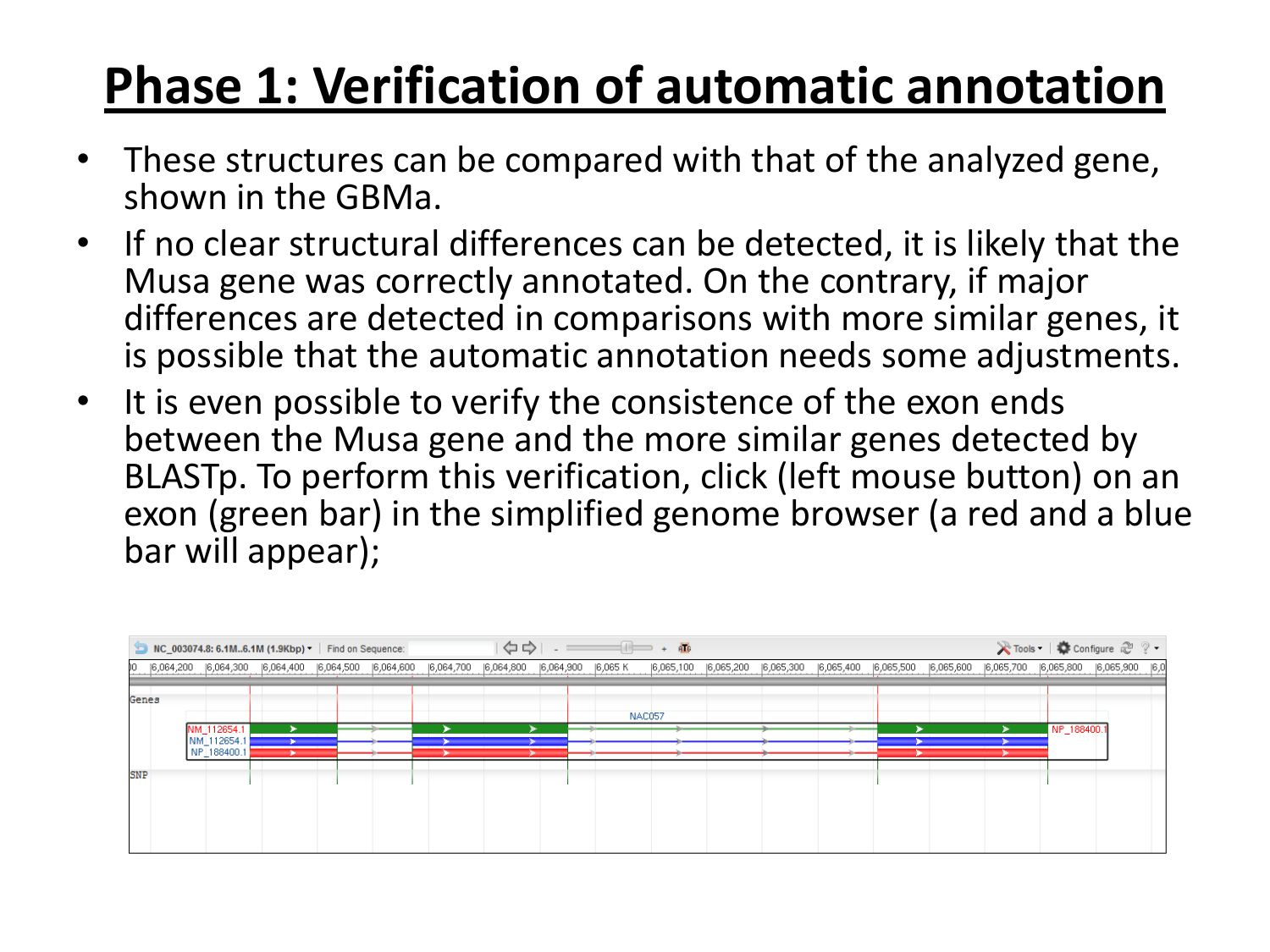# Phase 1: Verification of automatic annotation

- These structures can be compared with that of the analyzed gene, shown in the GBMa.
- If no clear structural differences can be detected, it is likely that the Musa gene was correctly annotated. On the contrary, if major differences are detected in comparisons with more similar genes, it is possible that the automatic annotation needs some adjustments.
- It is even possible to verify the consistence of the exon ends between the Musa gene and the more similar genes detected by BLASTp. To perform this verification, click (left mouse button) on an exon (green bar) in the simplified genome browser (a red and a blue bar will appear);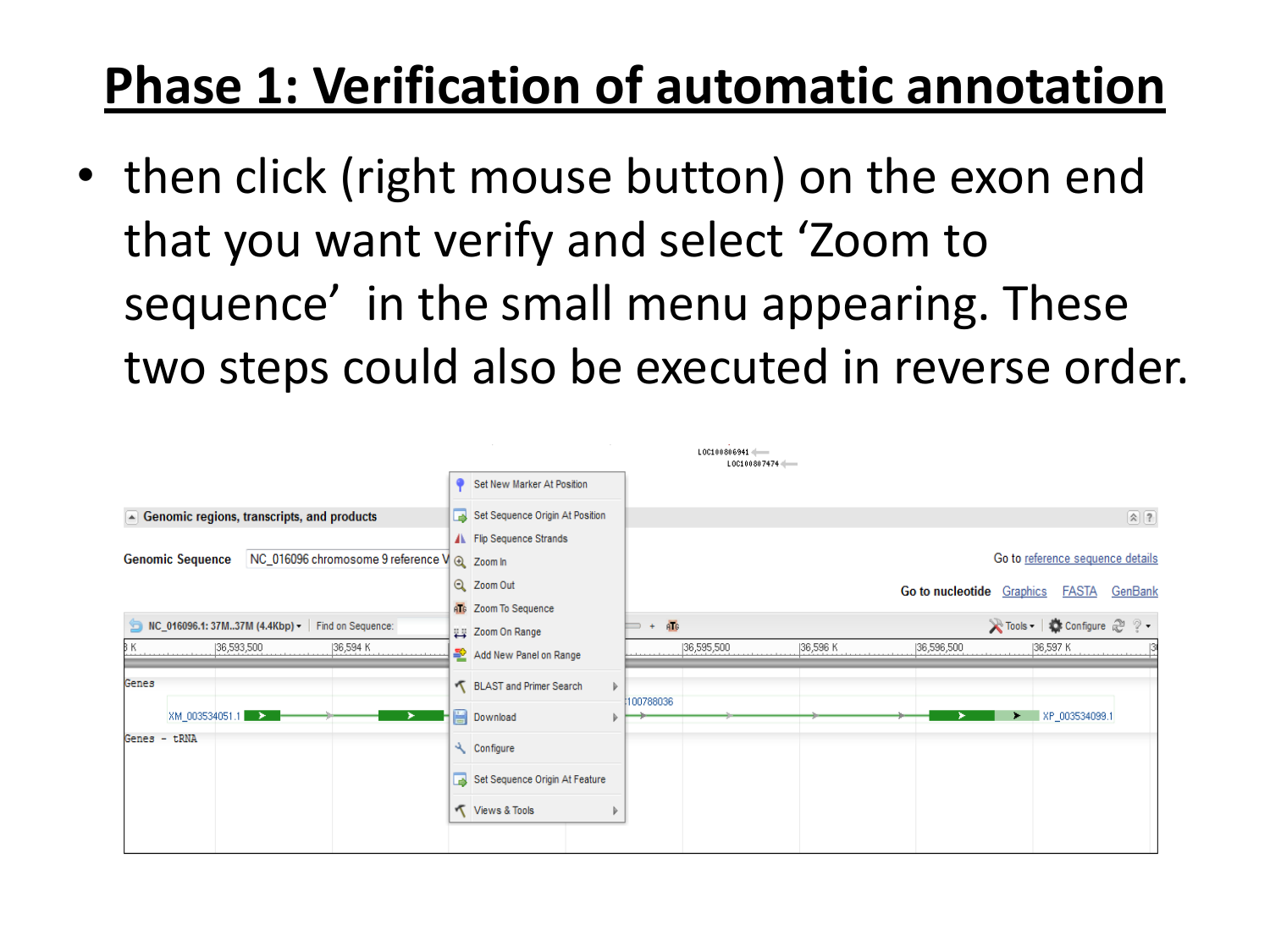# Phase 1: Verification of automatic annotation

- then click (right mouse button) on the exon end that you want verify and select 'Zoom to sequence' in the small menu appearing. These two steps could also be executed in reverse order.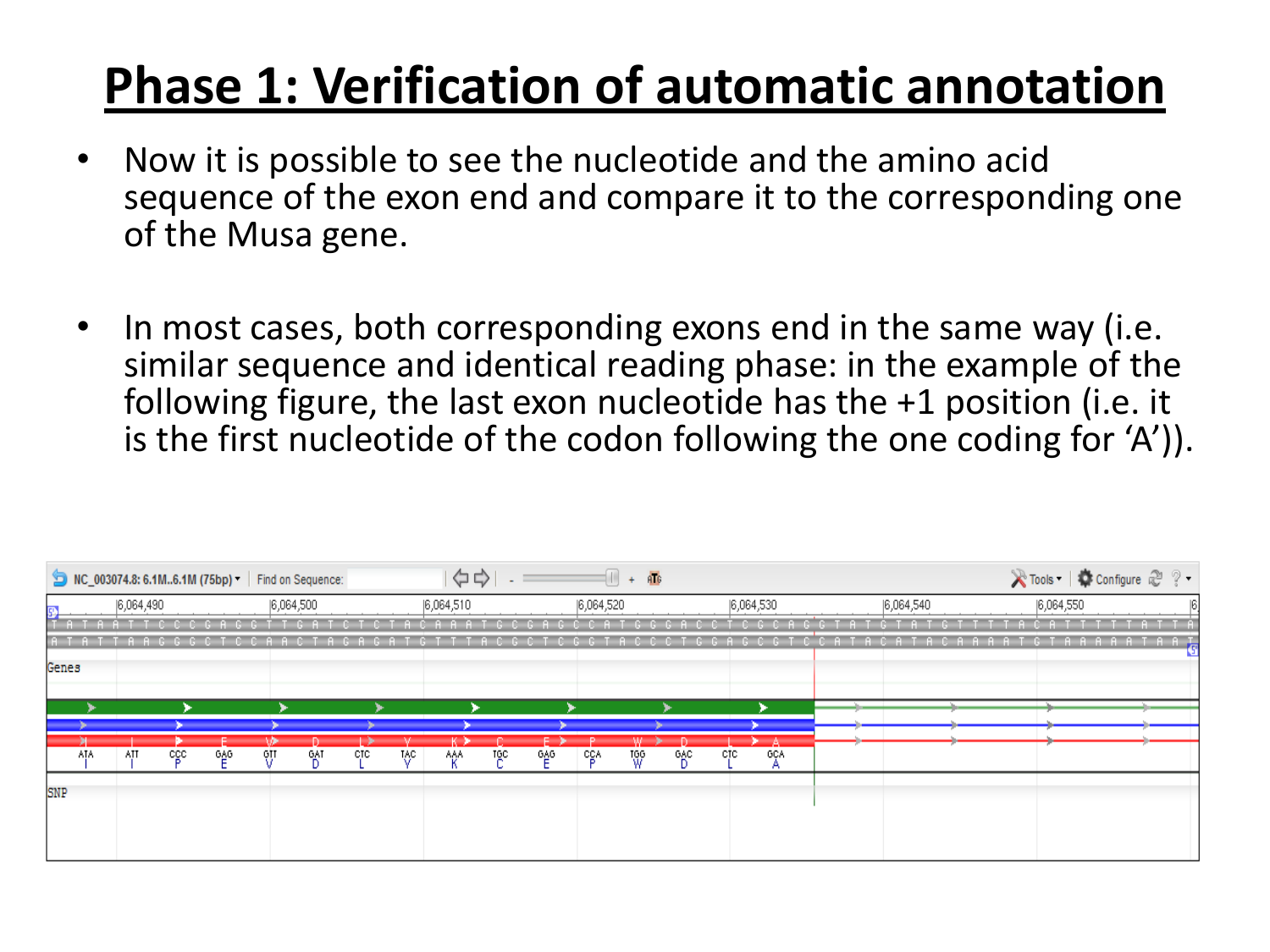# Phase 1: Verification of automatic annotation

- Now it is possible to see the nucleotide and the amino acid sequence of the exon end and compare it to the corresponding one of the Musa gene.

- In most cases, both corresponding exons end in the same way (i.e. similar sequence and identical reading phase: in the example of the following figure, the last exon nucleotide has the +1 position (i.e. it is the first nucleotide of the codon following the one coding for 'A')).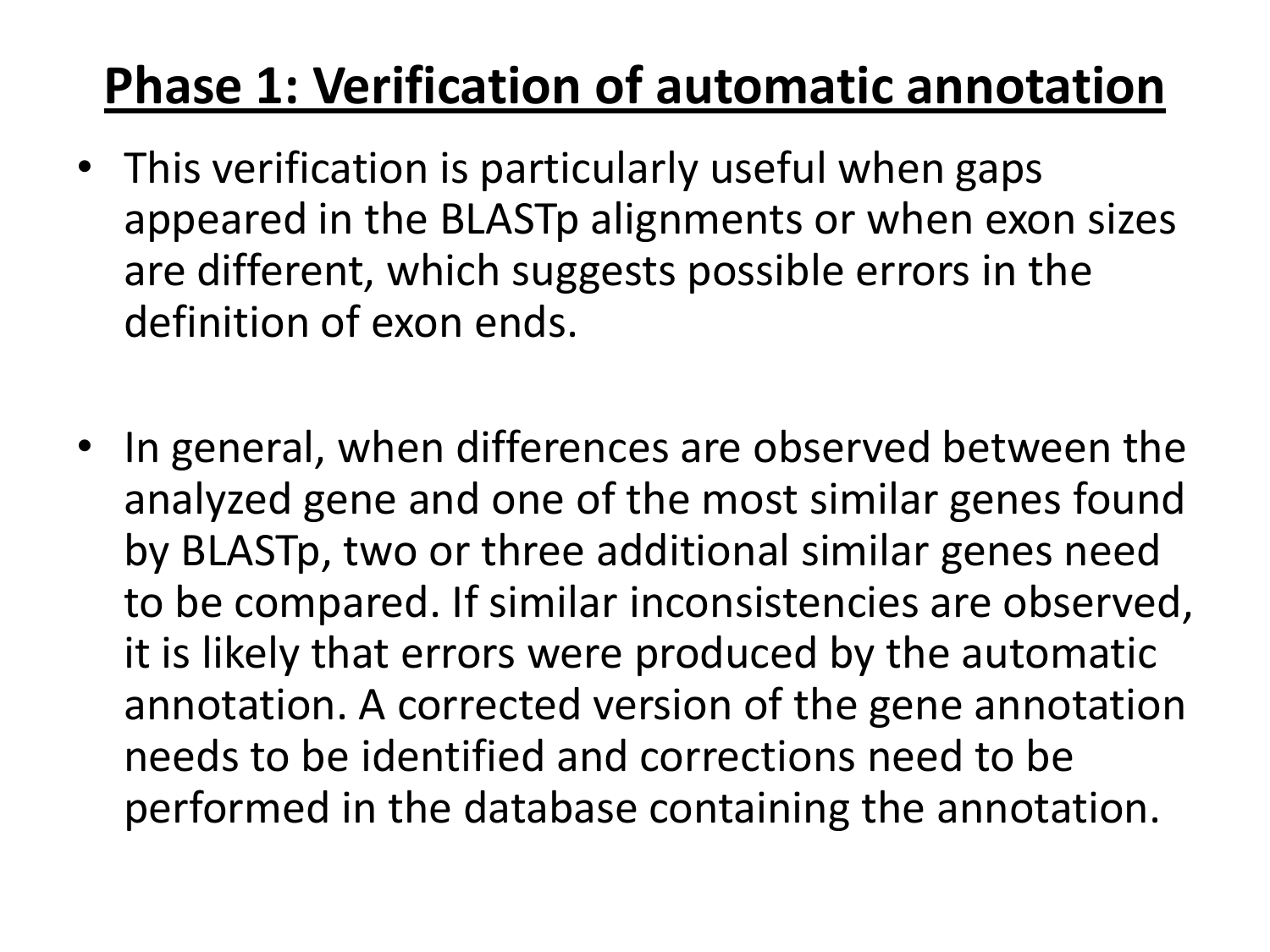# Phase 1: Verification of automatic annotation

- This verification is particularly useful when gaps appeared in the BLASTp alignments or when exon sizes are different, which suggests possible errors in the definition of exon ends.

- In general, when differences are observed between the analyzed gene and one of the most similar genes found by BLASTp, two or three additional similar genes need to be compared. If similar inconsistencies are observed, it is likely that errors were produced by the automatic annotation. A corrected version of the gene annotation needs to be identified and corrections need to be performed in the database containing the annotation.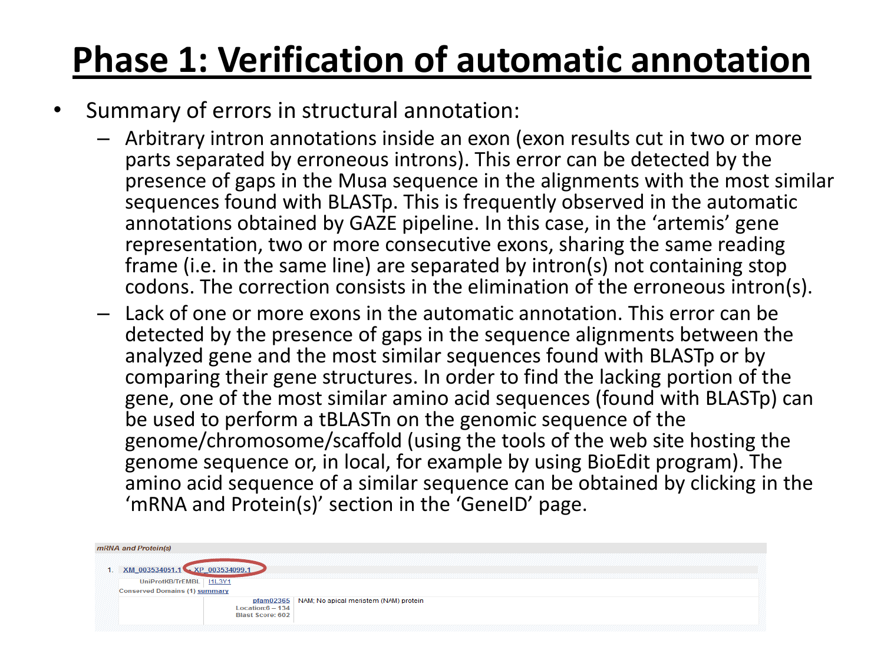# Phase 1: Verification of automatic annotation

- Summary of errors in structural annotation:
  - Arbitrary intron annotations inside an exon (exon results cut in two or more parts separated by erroneous introns). This error can be detected by the presence of gaps in the Musa sequence in the alignments with the most similar sequences found with BLASTp. This is frequently observed in the automatic annotations obtained by GAZE pipeline. In this case, in the 'artemis' gene representation, two or more consecutive exons, sharing the same reading frame (i.e. in the same line) are separated by intron(s) not containing stop codons. The correction consists in the elimination of the erroneous intron(s).
  - Lack of one or more exons in the automatic annotation. This error can be detected by the presence of gaps in the sequence alignments between the analyzed gene and the most similar sequences found with BLASTp or by comparing their gene structures. In order to find the lacking portion of the gene, one of the most similar amino acid sequences (found with BLASTp) can be used to perform a tBLASTn on the genomic sequence of the genome/chromosome/scaffold (using the tools of the web site hosting the genome sequence or, in local, for example by using BioEdit program). The amino acid sequence of a similar sequence can be obtained by clicking in the 'mRNA and Protein(s)' section in the 'GeneID' page.

*mRNA and Protein(s)*

1. XM_003534051.1 → XP_003534099.1

| UniProtKB/TrEMBL | I1L3Y1 |
| --- | --- |
| Conserved Domains (1) summary | |
| pfam02365 Location:6 – 134 Blast Score: 602 | NAM; No apical meristem (NAM) protein |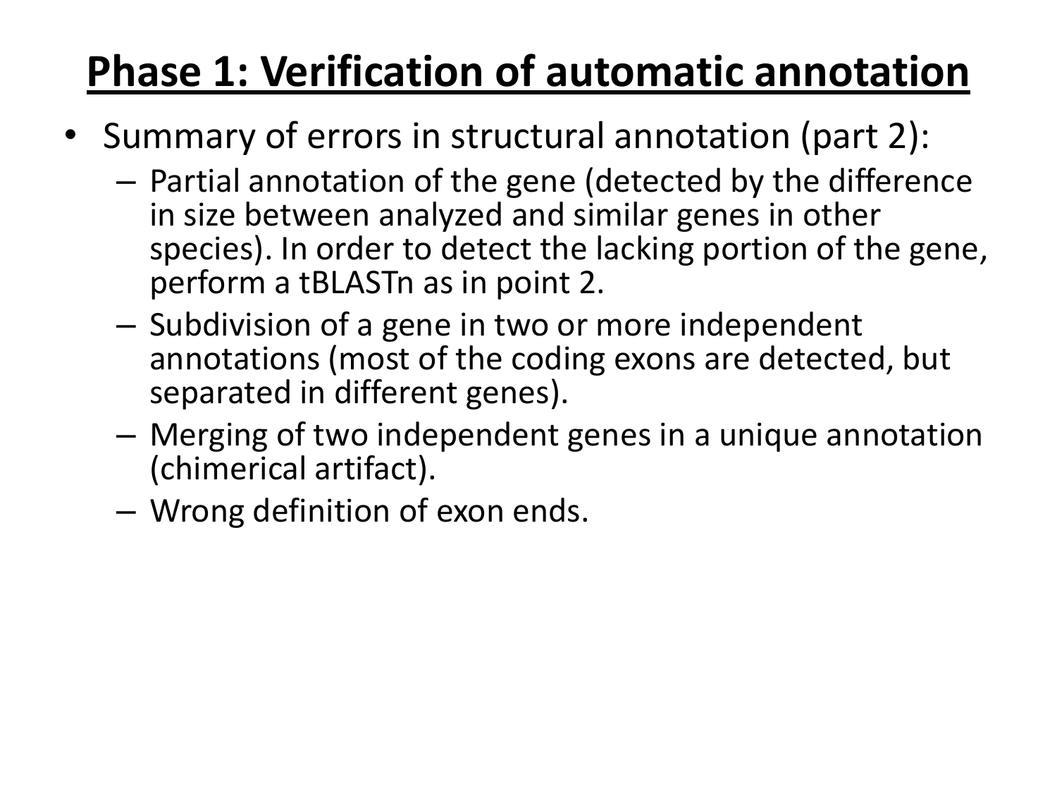# Phase 1: Verification of automatic annotation

- Summary of errors in structural annotation (part 2):
  - Partial annotation of the gene (detected by the difference in size between analyzed and similar genes in other species). In order to detect the lacking portion of the gene, perform a tBLASTn as in point 2.
  - Subdivision of a gene in two or more independent annotations (most of the coding exons are detected, but separated in different genes).
  - Merging of two independent genes in a unique annotation (chimerical artifact).
  - Wrong definition of exon ends.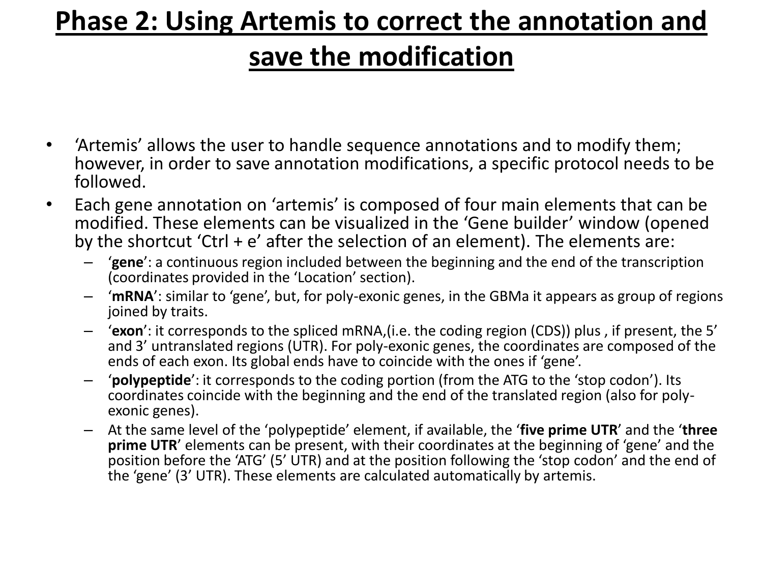# Phase 2: Using Artemis to correct the annotation and save the modification

- 'Artemis' allows the user to handle sequence annotations and to modify them; however, in order to save annotation modifications, a specific protocol needs to be followed.
- Each gene annotation on 'artemis' is composed of four main elements that can be modified. These elements can be visualized in the 'Gene builder' window (opened by the shortcut 'Ctrl + e' after the selection of an element). The elements are:
  - '**gene**': a continuous region included between the beginning and the end of the transcription (coordinates provided in the 'Location' section).
  - '**mRNA**': similar to 'gene', but, for poly-exonic genes, in the GBMa it appears as group of regions joined by traits.
  - '**exon**': it corresponds to the spliced mRNA,(i.e. the coding region (CDS)) plus , if present, the 5' and 3' untranslated regions (UTR). For poly-exonic genes, the coordinates are composed of the ends of each exon. Its global ends have to coincide with the ones if 'gene'.
  - '**polypeptide**': it corresponds to the coding portion (from the ATG to the 'stop codon'). Its coordinates coincide with the beginning and the end of the translated region (also for poly-exonic genes).
  - At the same level of the 'polypeptide' element, if available, the '**five prime UTR**' and the '**three prime UTR**' elements can be present, with their coordinates at the beginning of 'gene' and the position before the 'ATG' (5' UTR) and at the position following the 'stop codon' and the end of the 'gene' (3' UTR). These elements are calculated automatically by artemis.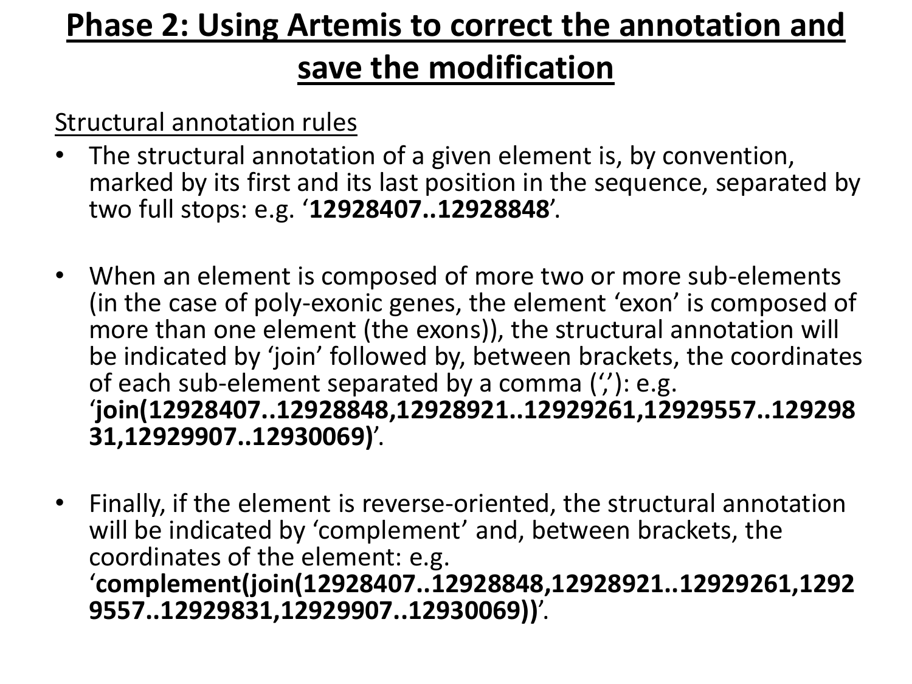# Phase 2: Using Artemis to correct the annotation and save the modification

Structural annotation rules

- The structural annotation of a given element is, by convention, marked by its first and its last position in the sequence, separated by two full stops: e.g. '**12928407..12928848**'.

- When an element is composed of more two or more sub-elements (in the case of poly-exonic genes, the element 'exon' is composed of more than one element (the exons)), the structural annotation will be indicated by 'join' followed by, between brackets, the coordinates of each sub-element separated by a comma (','): e.g. '**join(12928407..12928848,12928921..12929261,12929557..12929831,12929907..12930069)**'.

- Finally, if the element is reverse-oriented, the structural annotation will be indicated by 'complement' and, between brackets, the coordinates of the element: e.g. '**complement(join(12928407..12928848,12928921..12929261,12929557..12929831,12929907..12930069))**'.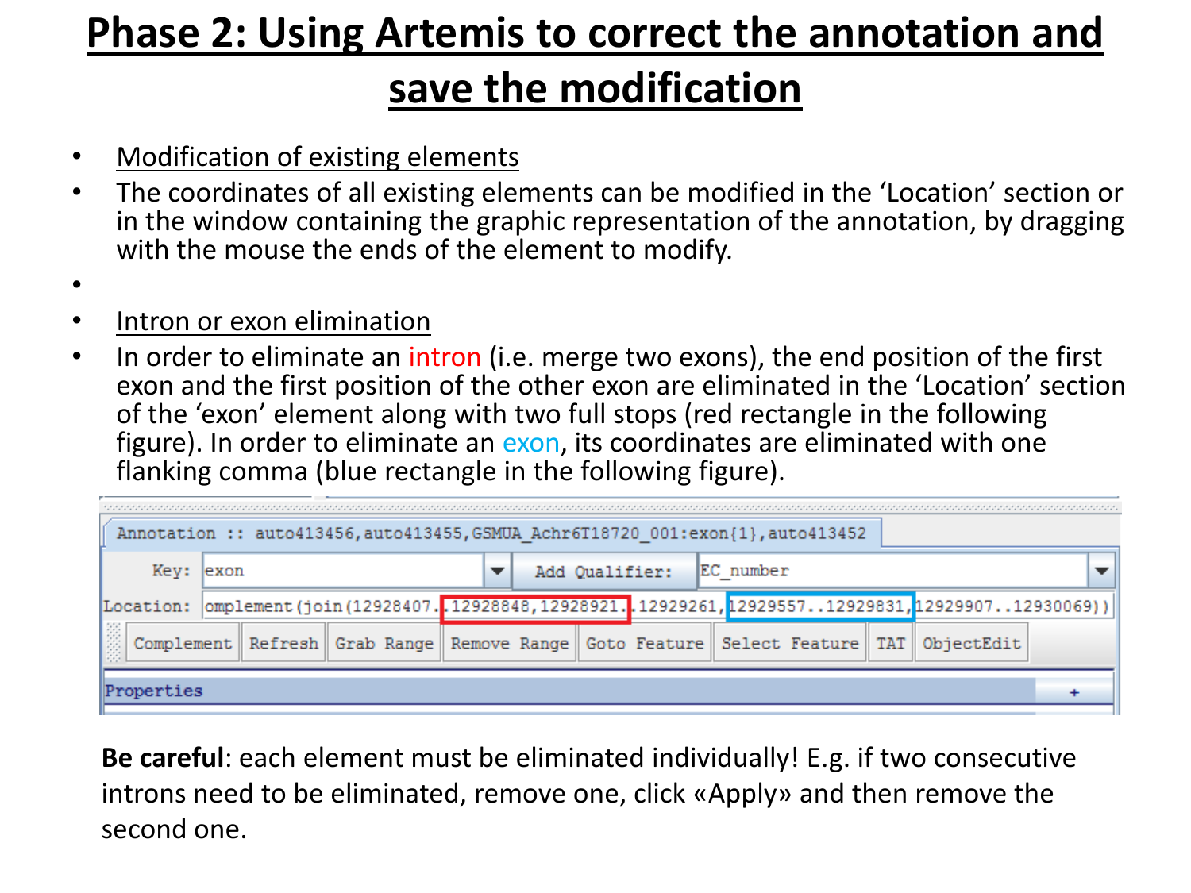# Phase 2: Using Artemis to correct the annotation and save the modification

- Modification of existing elements
- The coordinates of all existing elements can be modified in the 'Location' section or in the window containing the graphic representation of the annotation, by dragging with the mouse the ends of the element to modify.
- 
- Intron or exon elimination
- In order to eliminate an intron (i.e. merge two exons), the end position of the first exon and the first position of the other exon are eliminated in the 'Location' section of the 'exon' element along with two full stops (red rectangle in the following figure). In order to eliminate an exon, its coordinates are eliminated with one flanking comma (blue rectangle in the following figure).

```
Annotation :: auto413456,auto413455,GSMUA_Achr6T18720_001:exon{1},auto413452
Key: exon                    Add Qualifier: EC_number
Location: omplement(join(12928407..12928848,12928921..12929261,12929557..12929831,12929907..12930069))
Complement | Refresh | Grab Range | Remove Range | Goto Feature | Select Feature | TAT | ObjectEdit
Properties
```

**Be careful**: each element must be eliminated individually! E.g. if two consecutive introns need to be eliminated, remove one, click «Apply» and then remove the second one.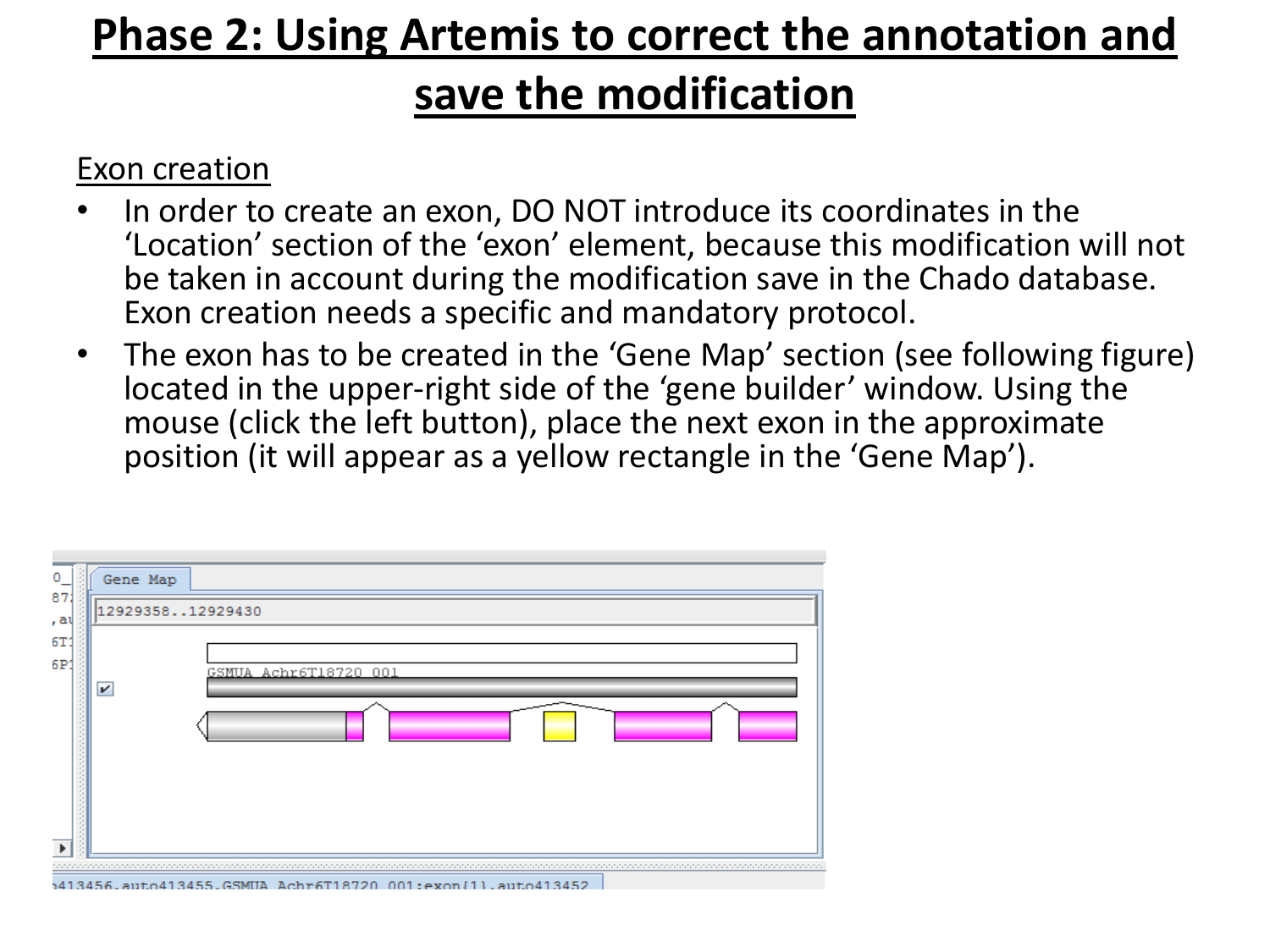# Phase 2: Using Artemis to correct the annotation and save the modification

Exon creation

- In order to create an exon, DO NOT introduce its coordinates in the 'Location' section of the 'exon' element, because this modification will not be taken in account during the modification save in the Chado database. Exon creation needs a specific and mandatory protocol.
- The exon has to be created in the 'Gene Map' section (see following figure) located in the upper-right side of the 'gene builder' window. Using the mouse (click the left button), place the next exon in the approximate position (it will appear as a yellow rectangle in the 'Gene Map').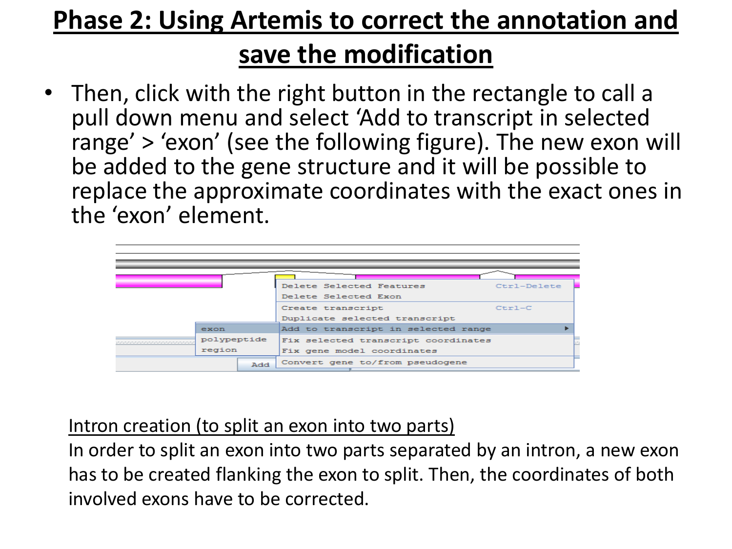# Phase 2: Using Artemis to correct the annotation and save the modification

- Then, click with the right button in the rectangle to call a pull down menu and select 'Add to transcript in selected range' > 'exon' (see the following figure). The new exon will be added to the gene structure and it will be possible to replace the approximate coordinates with the exact ones in the 'exon' element.

Intron creation (to split an exon into two parts)

In order to split an exon into two parts separated by an intron, a new exon has to be created flanking the exon to split. Then, the coordinates of both involved exons have to be corrected.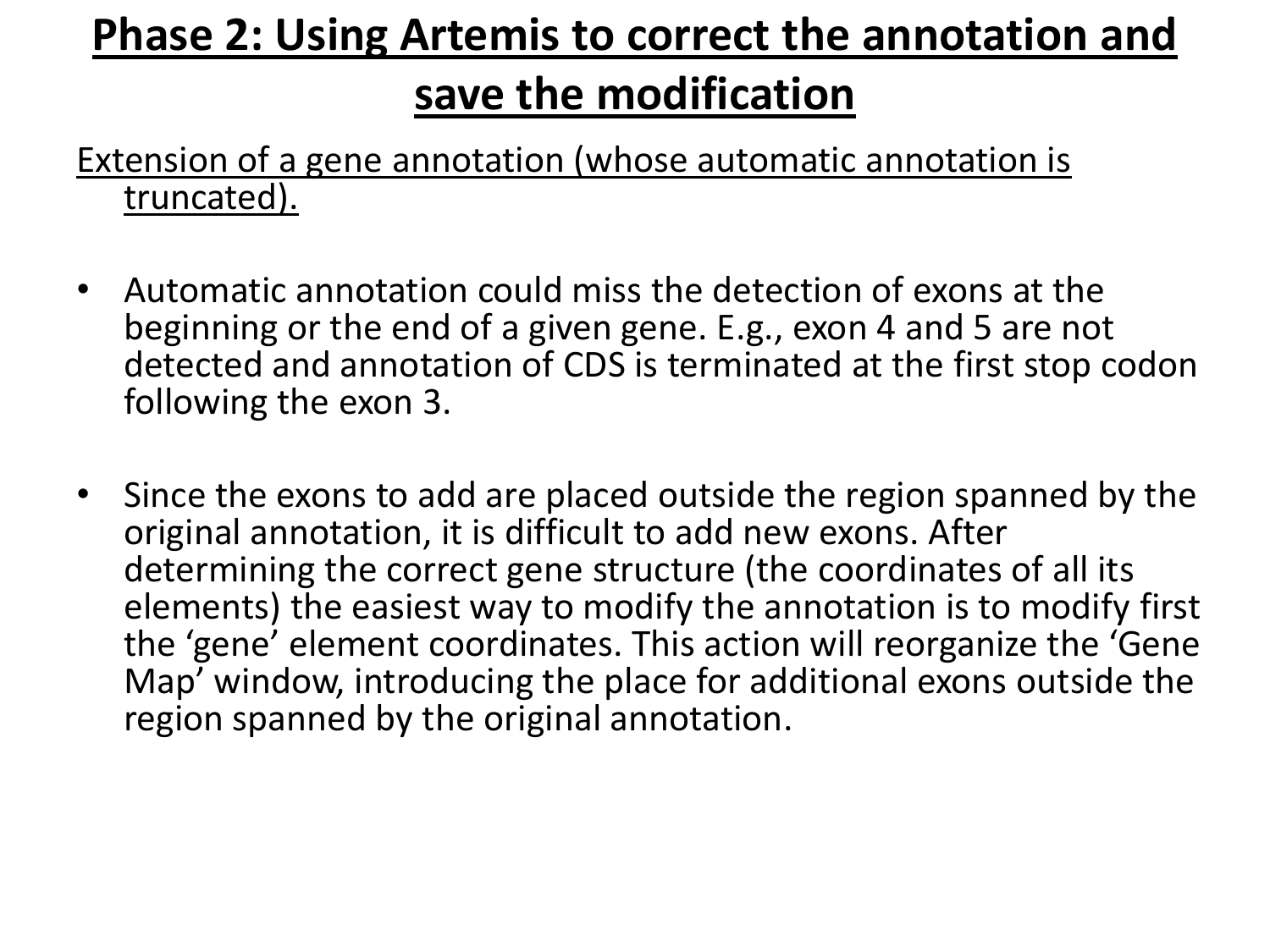# Phase 2: Using Artemis to correct the annotation and save the modification

Extension of a gene annotation (whose automatic annotation is truncated).

- Automatic annotation could miss the detection of exons at the beginning or the end of a given gene. E.g., exon 4 and 5 are not detected and annotation of CDS is terminated at the first stop codon following the exon 3.

- Since the exons to add are placed outside the region spanned by the original annotation, it is difficult to add new exons. After determining the correct gene structure (the coordinates of all its elements) the easiest way to modify the annotation is to modify first the 'gene' element coordinates. This action will reorganize the 'Gene Map' window, introducing the place for additional exons outside the region spanned by the original annotation.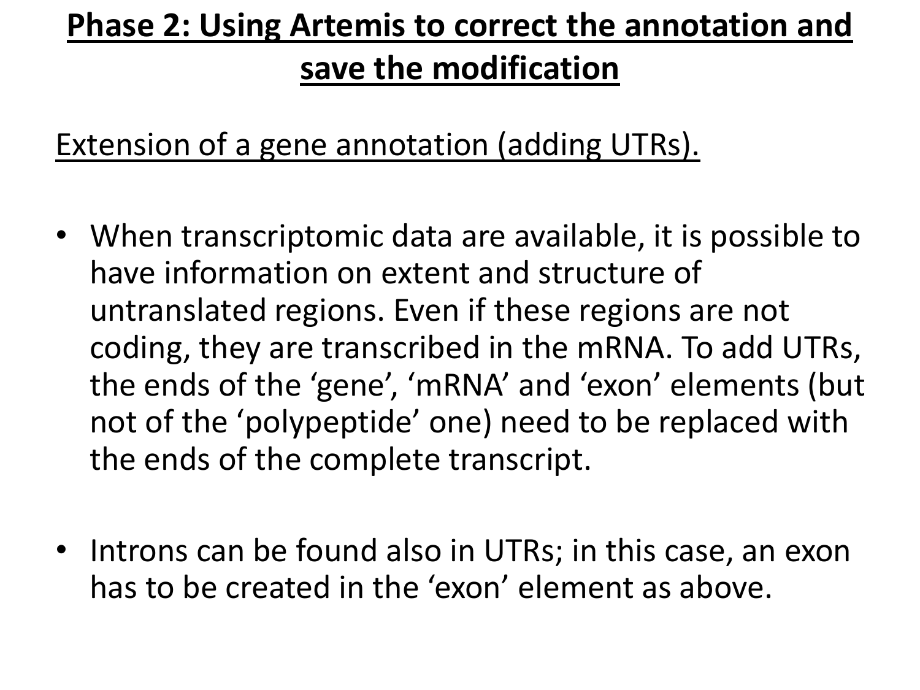# Phase 2: Using Artemis to correct the annotation and save the modification

Extension of a gene annotation (adding UTRs).

- When transcriptomic data are available, it is possible to have information on extent and structure of untranslated regions. Even if these regions are not coding, they are transcribed in the mRNA. To add UTRs, the ends of the 'gene', 'mRNA' and 'exon' elements (but not of the 'polypeptide' one) need to be replaced with the ends of the complete transcript.
- Introns can be found also in UTRs; in this case, an exon has to be created in the 'exon' element as above.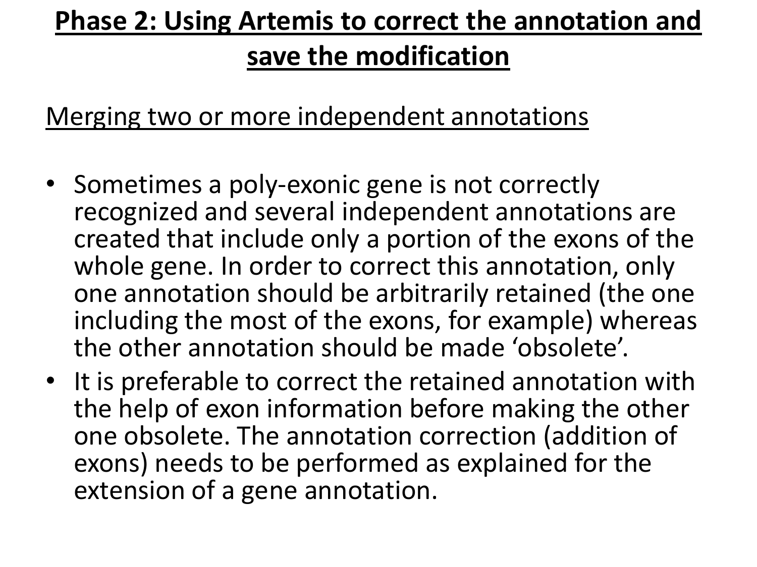# Phase 2: Using Artemis to correct the annotation and save the modification

## Merging two or more independent annotations

- Sometimes a poly-exonic gene is not correctly recognized and several independent annotations are created that include only a portion of the exons of the whole gene. In order to correct this annotation, only one annotation should be arbitrarily retained (the one including the most of the exons, for example) whereas the other annotation should be made 'obsolete'.
- It is preferable to correct the retained annotation with the help of exon information before making the other one obsolete. The annotation correction (addition of exons) needs to be performed as explained for the extension of a gene annotation.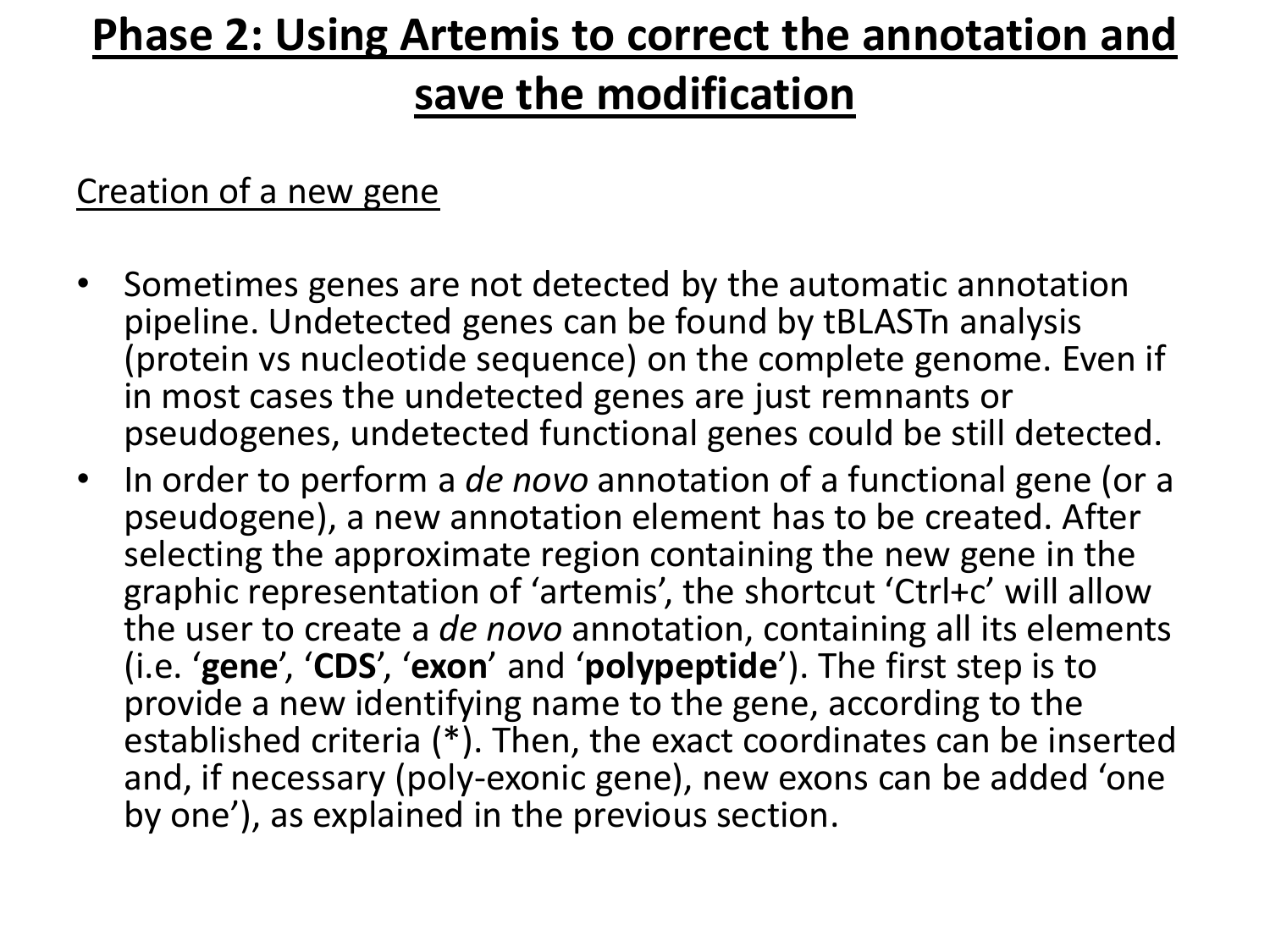# Phase 2: Using Artemis to correct the annotation and save the modification

Creation of a new gene

- Sometimes genes are not detected by the automatic annotation pipeline. Undetected genes can be found by tBLASTn analysis (protein vs nucleotide sequence) on the complete genome. Even if in most cases the undetected genes are just remnants or pseudogenes, undetected functional genes could be still detected.
- In order to perform a *de novo* annotation of a functional gene (or a pseudogene), a new annotation element has to be created. After selecting the approximate region containing the new gene in the graphic representation of 'artemis', the shortcut 'Ctrl+c' will allow the user to create a *de novo* annotation, containing all its elements (i.e. '**gene**', '**CDS**', '**exon**' and '**polypeptide**'). The first step is to provide a new identifying name to the gene, according to the established criteria (*). Then, the exact coordinates can be inserted and, if necessary (poly-exonic gene), new exons can be added 'one by one'), as explained in the previous section.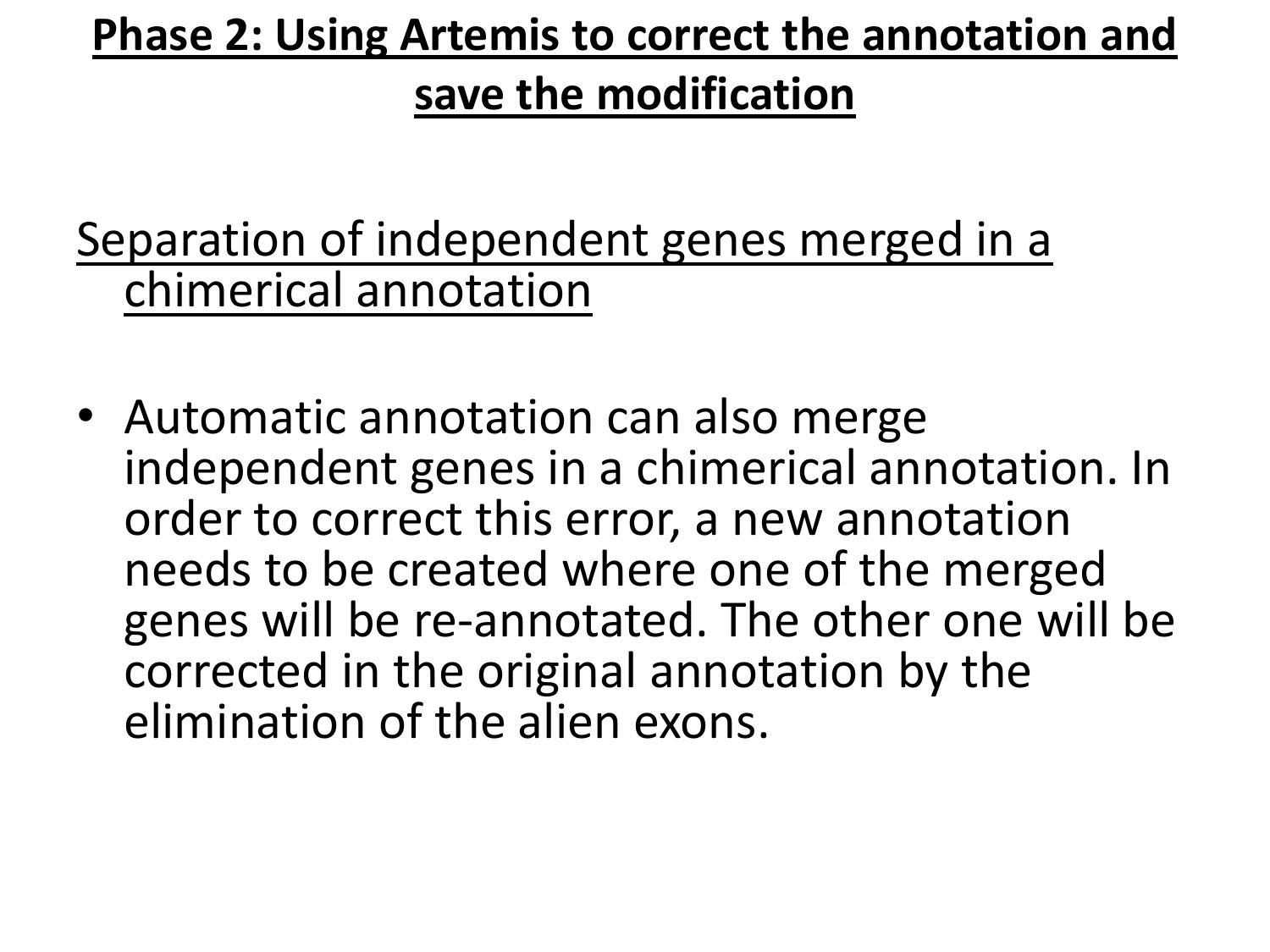# Phase 2: Using Artemis to correct the annotation and save the modification

Separation of independent genes merged in a chimerical annotation

- Automatic annotation can also merge independent genes in a chimerical annotation. In order to correct this error, a new annotation needs to be created where one of the merged genes will be re-annotated. The other one will be corrected in the original annotation by the elimination of the alien exons.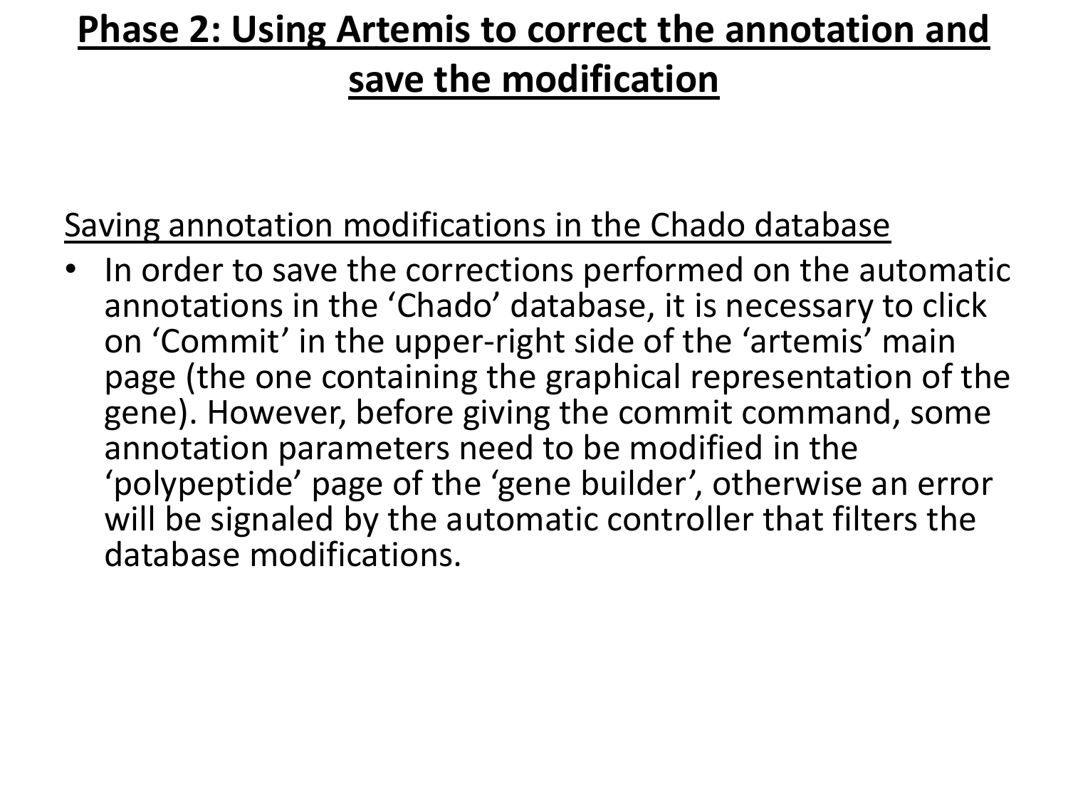# Phase 2: Using Artemis to correct the annotation and save the modification

Saving annotation modifications in the Chado database

- In order to save the corrections performed on the automatic annotations in the ‘Chado’ database, it is necessary to click on ‘Commit’ in the upper-right side of the ‘artemis’ main page (the one containing the graphical representation of the gene). However, before giving the commit command, some annotation parameters need to be modified in the ‘polypeptide’ page of the ‘gene builder’, otherwise an error will be signaled by the automatic controller that filters the database modifications.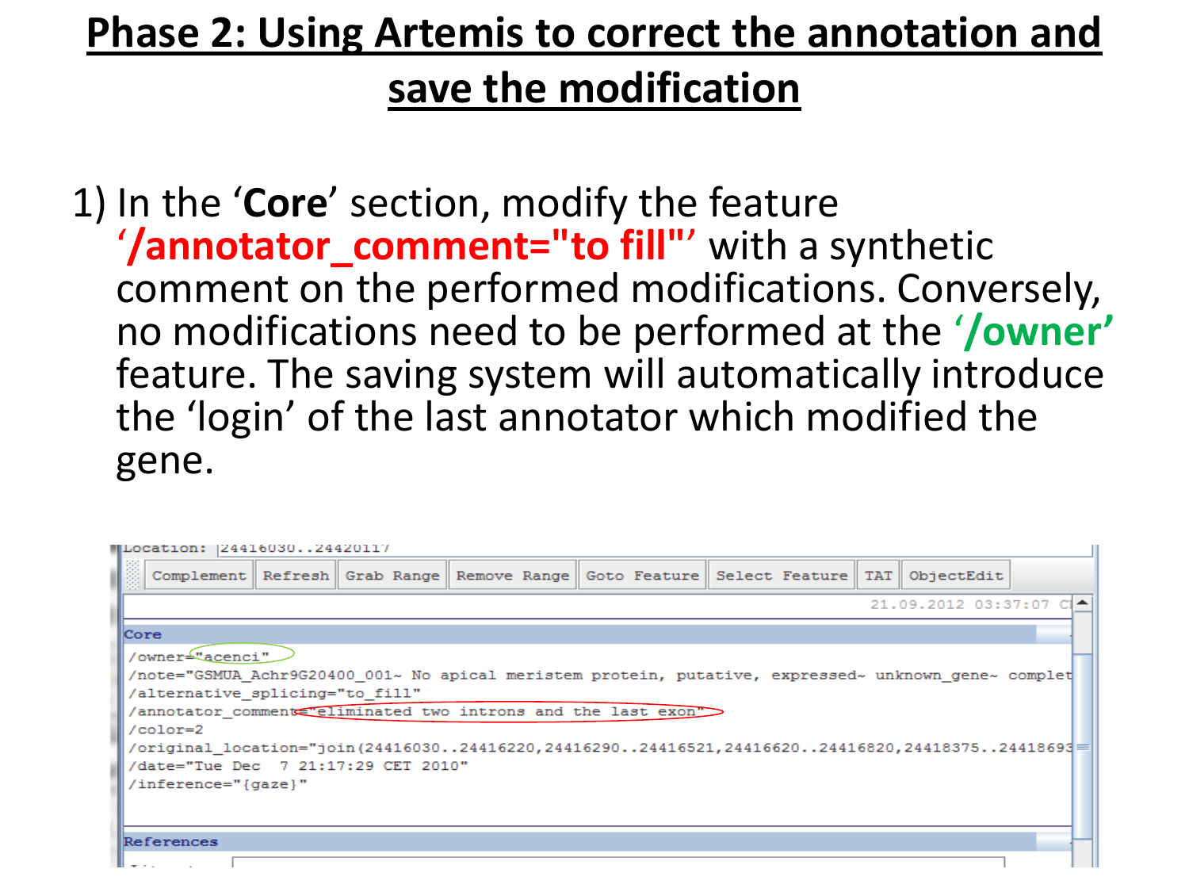# Phase 2: Using Artemis to correct the annotation and save the modification

1) In the '**Core**' section, modify the feature '**/annotator_comment="to fill"**' with a synthetic comment on the performed modifications. Conversely, no modifications need to be performed at the '**/owner**' feature. The saving system will automatically introduce the 'login' of the last annotator which modified the gene.

```
Location: 24416030..24420117
Complement  Refresh  Grab Range  Remove Range  Goto Feature  Select Feature  TAT  ObjectEdit
                                                                21.09.2012 03:37:07 C
Core
/owner="acenci"
/note="GSMUA_Achr9G20400_001~ No apical meristem protein, putative, expressed~ unknown_gene~ complet
/alternative_splicing="to_fill"
/annotator_comment="eliminated two introns and the last exon"
/color=2
/original_location="join(24416030..24416220,24416290..24416521,24416620..24416820,24418375..24418693
/date="Tue Dec  7 21:17:29 CET 2010"
/inference="{gaze}"

References
```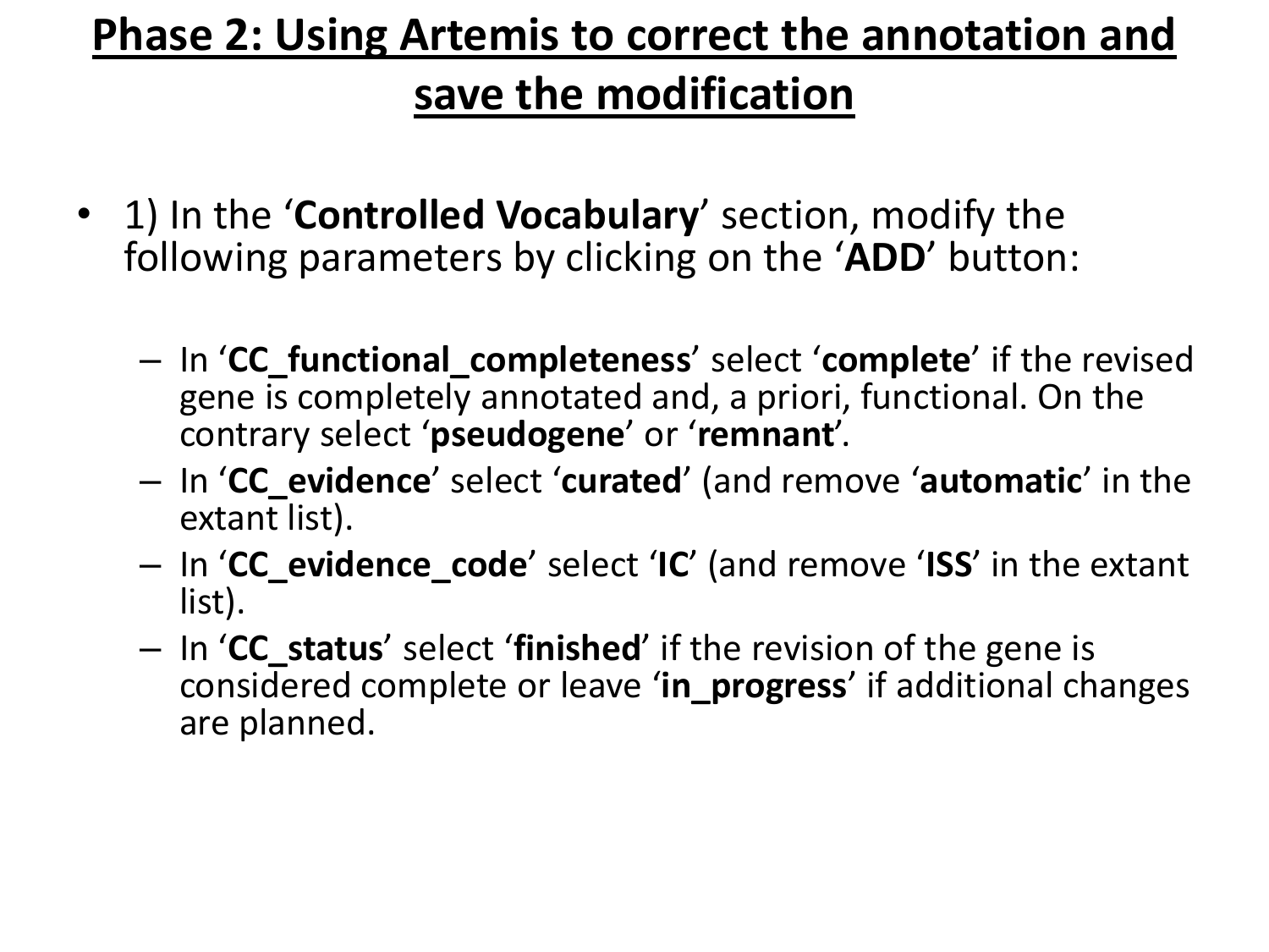# Phase 2: Using Artemis to correct the annotation and save the modification

- 1) In the '**Controlled Vocabulary**' section, modify the following parameters by clicking on the '**ADD**' button:
  - In '**CC_functional_completeness**' select '**complete**' if the revised gene is completely annotated and, a priori, functional. On the contrary select '**pseudogene**' or '**remnant**'.
  - In '**CC_evidence**' select '**curated**' (and remove '**automatic**' in the extant list).
  - In '**CC_evidence_code**' select '**IC**' (and remove '**ISS**' in the extant list).
  - In '**CC_status**' select '**finished**' if the revision of the gene is considered complete or leave '**in_progress**' if additional changes are planned.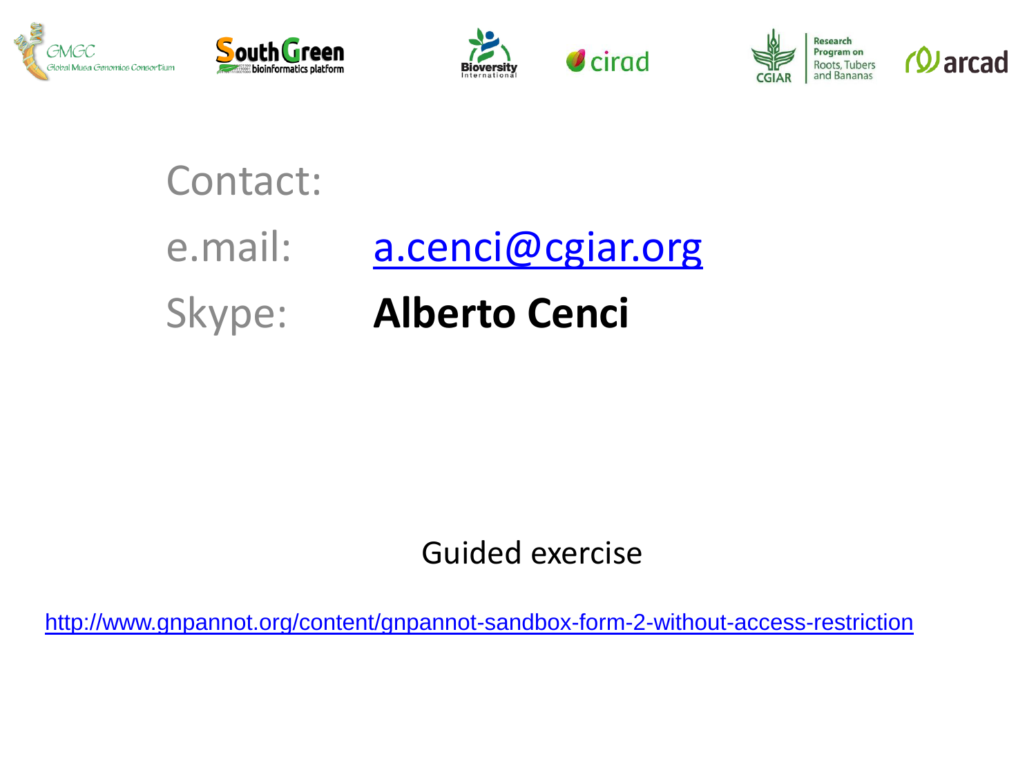GMGC Global Musa Genomics Consortium — South Green bioinformatics platform — Bioversity International — cirad — CGIAR Research Program on Roots, Tubers and Bananas — arcad

Contact:

e.mail: a.cenci@cgiar.org

Skype: **Alberto Cenci**

Guided exercise

http://www.gnpannot.org/content/gnpannot-sandbox-form-2-without-access-restriction